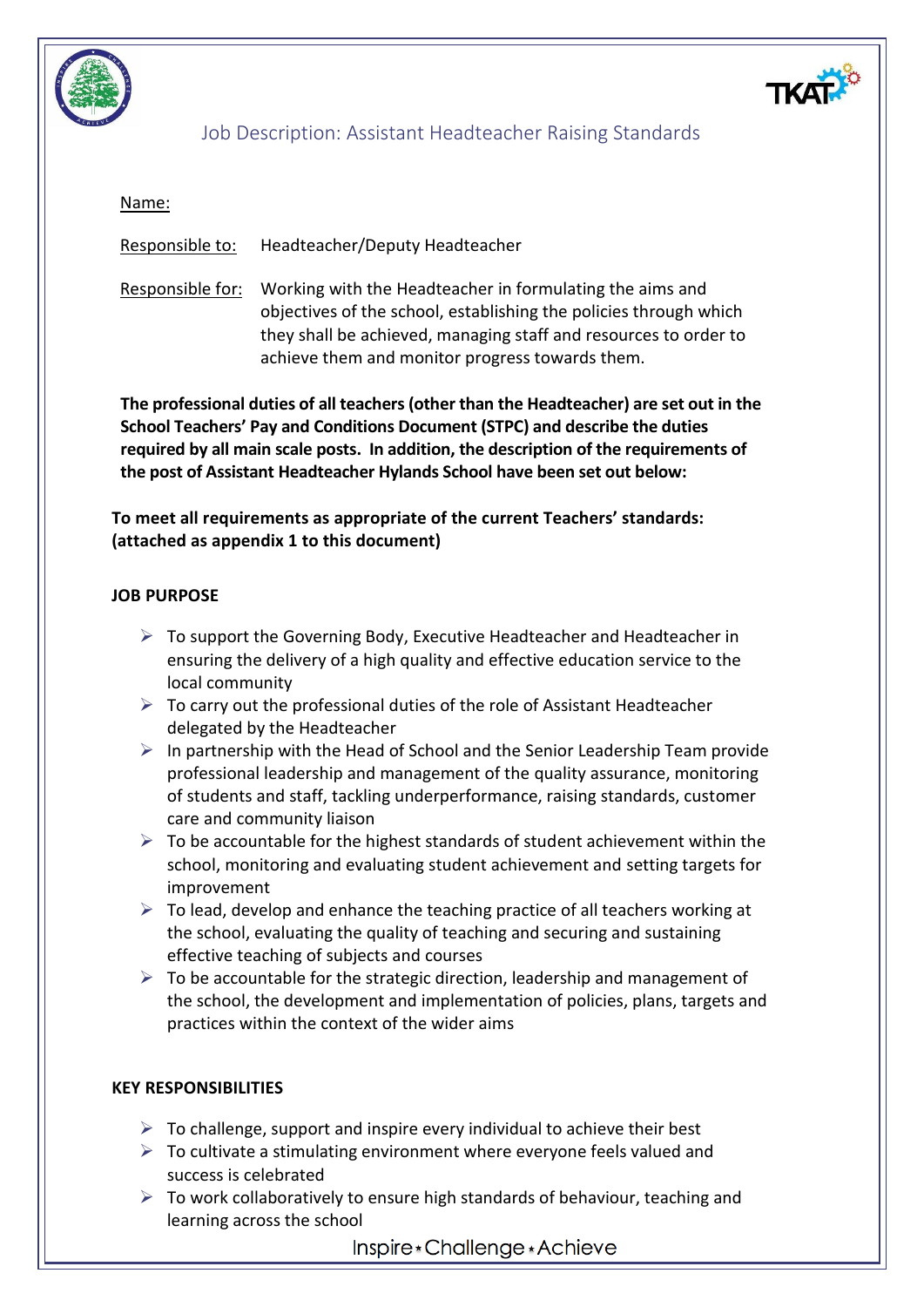# Job Description: Assistant Headteacher Raising Standards

Name:

Responsible to: Headteacher/Deputy Headteacher

Responsible for: Working with the Headteacher in formulating the aims and objectives of the school, establishing the policies through which they shall be achieved, managing staff and resources to order to achieve them and monitor progress towards them.

**The professional duties of all teachers (other than the Headteacher) are set out in the School Teachers' Pay and Conditions Document (STPC) and describe the duties required by all main scale posts. In addition, the description of the requirements of the post of Assistant Headteacher Hylands School have been set out below:**

**To meet all requirements as appropriate of the current Teachers' standards: (attached as appendix 1 to this document)**

## JOB PURPOSE

- To support the Governing Body, Executive Headteacher and Headteacher in ensuring the delivery of a high quality and effective education service to the local community
- To carry out the professional duties of the role of Assistant Headteacher delegated by the Headteacher
- In partnership with the Head of School and the Senior Leadership Team provide professional leadership and management of the quality assurance, monitoring of students and staff, tackling underperformance, raising standards, customer care and community liaison
- To be accountable for the highest standards of student achievement within the school, monitoring and evaluating student achievement and setting targets for improvement
- To lead, develop and enhance the teaching practice of all teachers working at the school, evaluating the quality of teaching and securing and sustaining effective teaching of subjects and courses
- To be accountable for the strategic direction, leadership and management of the school, the development and implementation of policies, plans, targets and practices within the context of the wider aims

## KEY RESPONSIBILITIES

- To challenge, support and inspire every individual to achieve their best
- To cultivate a stimulating environment where everyone feels valued and success is celebrated
- To work collaboratively to ensure high standards of behaviour, teaching and learning across the school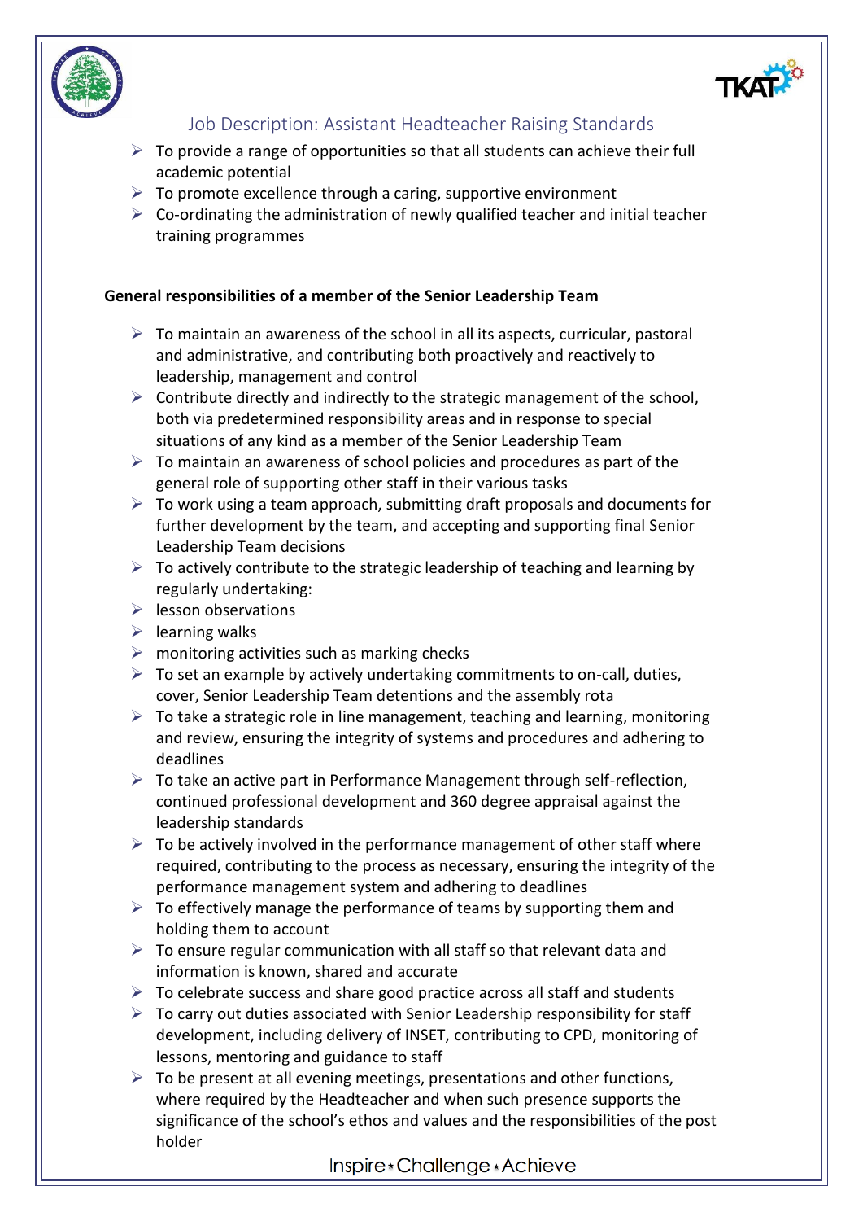## Job Description: Assistant Headteacher Raising Standards

- To provide a range of opportunities so that all students can achieve their full academic potential
- To promote excellence through a caring, supportive environment
- Co-ordinating the administration of newly qualified teacher and initial teacher training programmes

**General responsibilities of a member of the Senior Leadership Team**

- To maintain an awareness of the school in all its aspects, curricular, pastoral and administrative, and contributing both proactively and reactively to leadership, management and control
- Contribute directly and indirectly to the strategic management of the school, both via predetermined responsibility areas and in response to special situations of any kind as a member of the Senior Leadership Team
- To maintain an awareness of school policies and procedures as part of the general role of supporting other staff in their various tasks
- To work using a team approach, submitting draft proposals and documents for further development by the team, and accepting and supporting final Senior Leadership Team decisions
- To actively contribute to the strategic leadership of teaching and learning by regularly undertaking:
- lesson observations
- learning walks
- monitoring activities such as marking checks
- To set an example by actively undertaking commitments to on-call, duties, cover, Senior Leadership Team detentions and the assembly rota
- To take a strategic role in line management, teaching and learning, monitoring and review, ensuring the integrity of systems and procedures and adhering to deadlines
- To take an active part in Performance Management through self-reflection, continued professional development and 360 degree appraisal against the leadership standards
- To be actively involved in the performance management of other staff where required, contributing to the process as necessary, ensuring the integrity of the performance management system and adhering to deadlines
- To effectively manage the performance of teams by supporting them and holding them to account
- To ensure regular communication with all staff so that relevant data and information is known, shared and accurate
- To celebrate success and share good practice across all staff and students
- To carry out duties associated with Senior Leadership responsibility for staff development, including delivery of INSET, contributing to CPD, monitoring of lessons, mentoring and guidance to staff
- To be present at all evening meetings, presentations and other functions, where required by the Headteacher and when such presence supports the significance of the school's ethos and values and the responsibilities of the post holder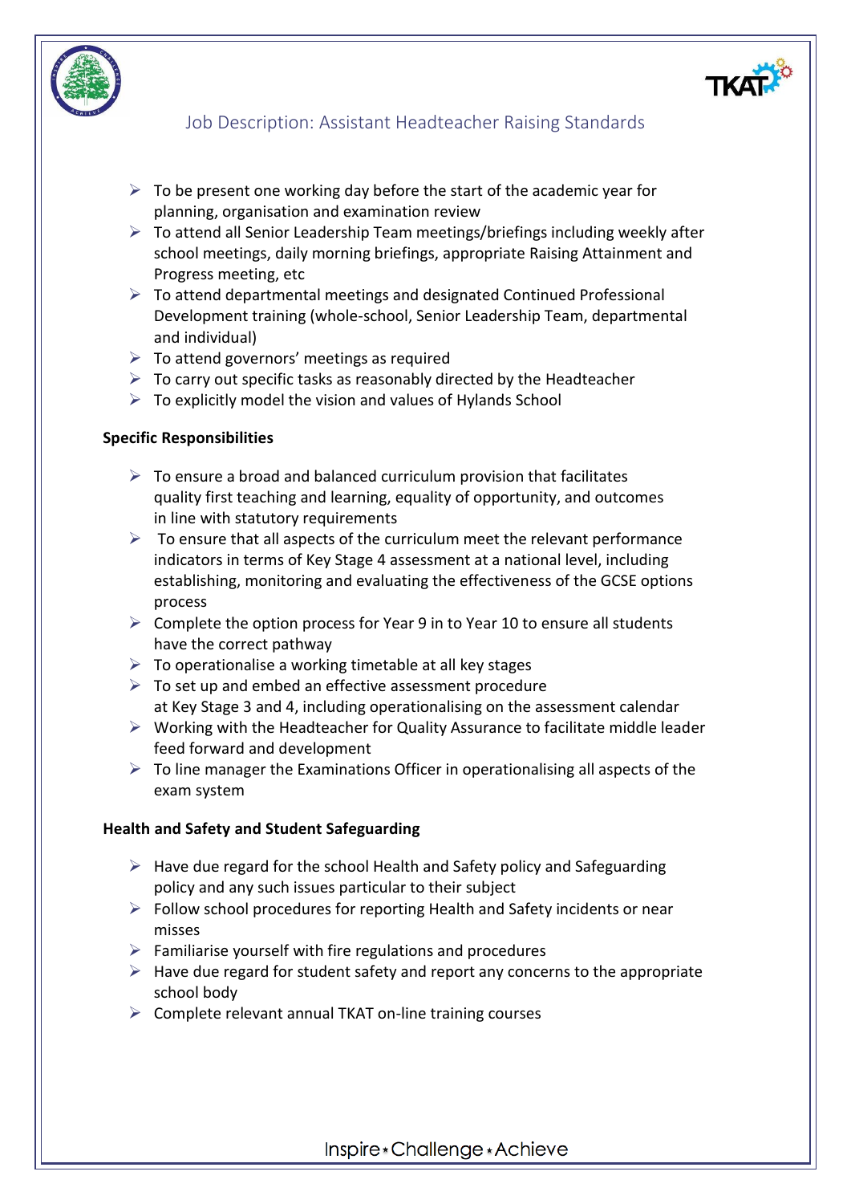- To be present one working day before the start of the academic year for planning, organisation and examination review
- To attend all Senior Leadership Team meetings/briefings including weekly after school meetings, daily morning briefings, appropriate Raising Attainment and Progress meeting, etc
- To attend departmental meetings and designated Continued Professional Development training (whole-school, Senior Leadership Team, departmental and individual)
- To attend governors' meetings as required
- To carry out specific tasks as reasonably directed by the Headteacher
- To explicitly model the vision and values of Hylands School

**Specific Responsibilities**

- To ensure a broad and balanced curriculum provision that facilitates quality first teaching and learning, equality of opportunity, and outcomes in line with statutory requirements
- To ensure that all aspects of the curriculum meet the relevant performance indicators in terms of Key Stage 4 assessment at a national level, including establishing, monitoring and evaluating the effectiveness of the GCSE options process
- Complete the option process for Year 9 in to Year 10 to ensure all students have the correct pathway
- To operationalise a working timetable at all key stages
- To set up and embed an effective assessment procedure at Key Stage 3 and 4, including operationalising on the assessment calendar
- Working with the Headteacher for Quality Assurance to facilitate middle leader feed forward and development
- To line manager the Examinations Officer in operationalising all aspects of the exam system

**Health and Safety and Student Safeguarding**

- Have due regard for the school Health and Safety policy and Safeguarding policy and any such issues particular to their subject
- Follow school procedures for reporting Health and Safety incidents or near misses
- Familiarise yourself with fire regulations and procedures
- Have due regard for student safety and report any concerns to the appropriate school body
- Complete relevant annual TKAT on-line training courses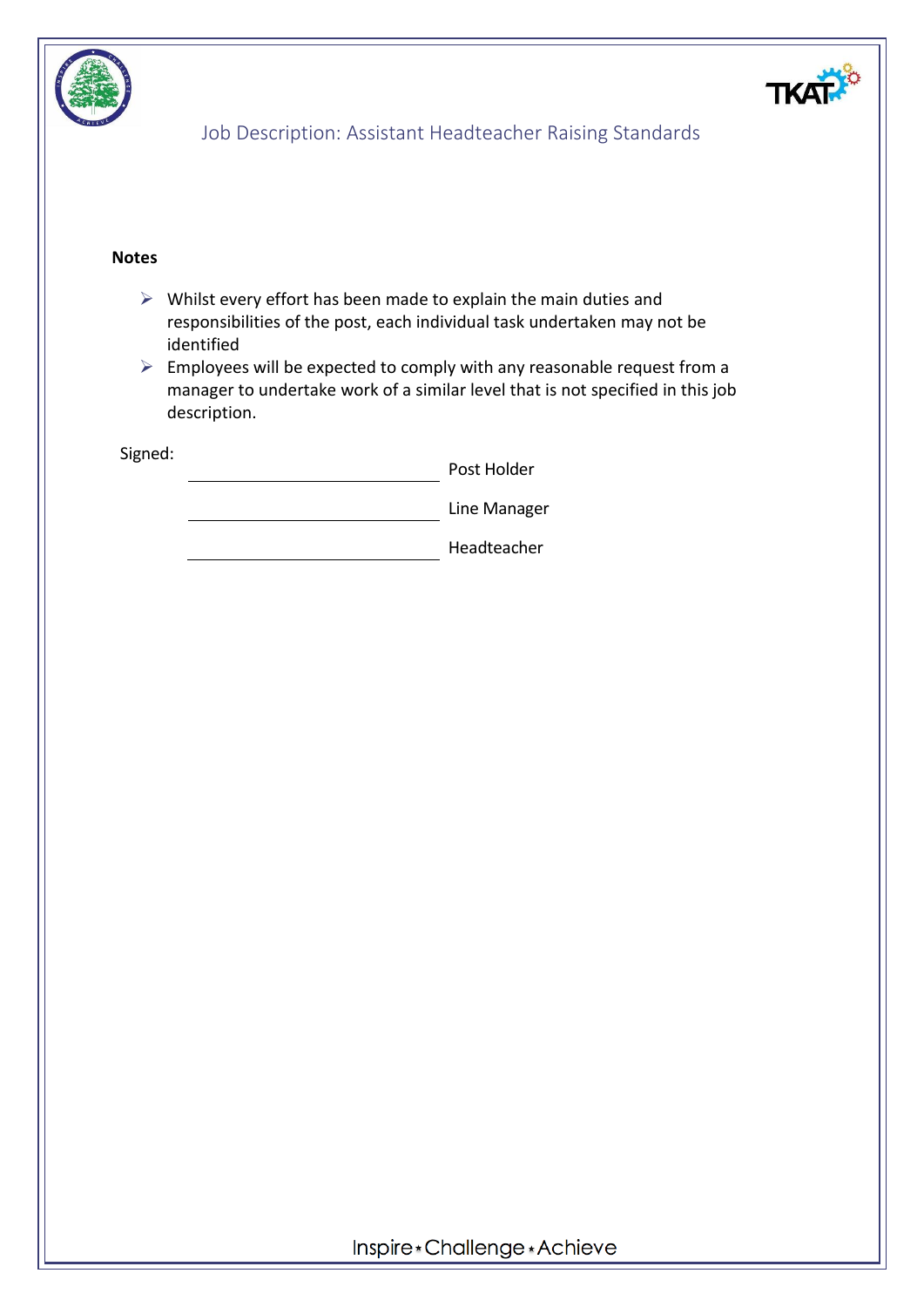**Notes**

- Whilst every effort has been made to explain the main duties and responsibilities of the post, each individual task undertaken may not be identified
- Employees will be expected to comply with any reasonable request from a manager to undertake work of a similar level that is not specified in this job description.

Signed:

\_\_\_\_\_\_\_\_\_\_\_\_\_\_\_\_\_\_\_\_\_\_\_\_\_\_\_\_\_\_ Post Holder

\_\_\_\_\_\_\_\_\_\_\_\_\_\_\_\_\_\_\_\_\_\_\_\_\_\_\_\_\_\_ Line Manager

\_\_\_\_\_\_\_\_\_\_\_\_\_\_\_\_\_\_\_\_\_\_\_\_\_\_\_\_\_\_ Headteacher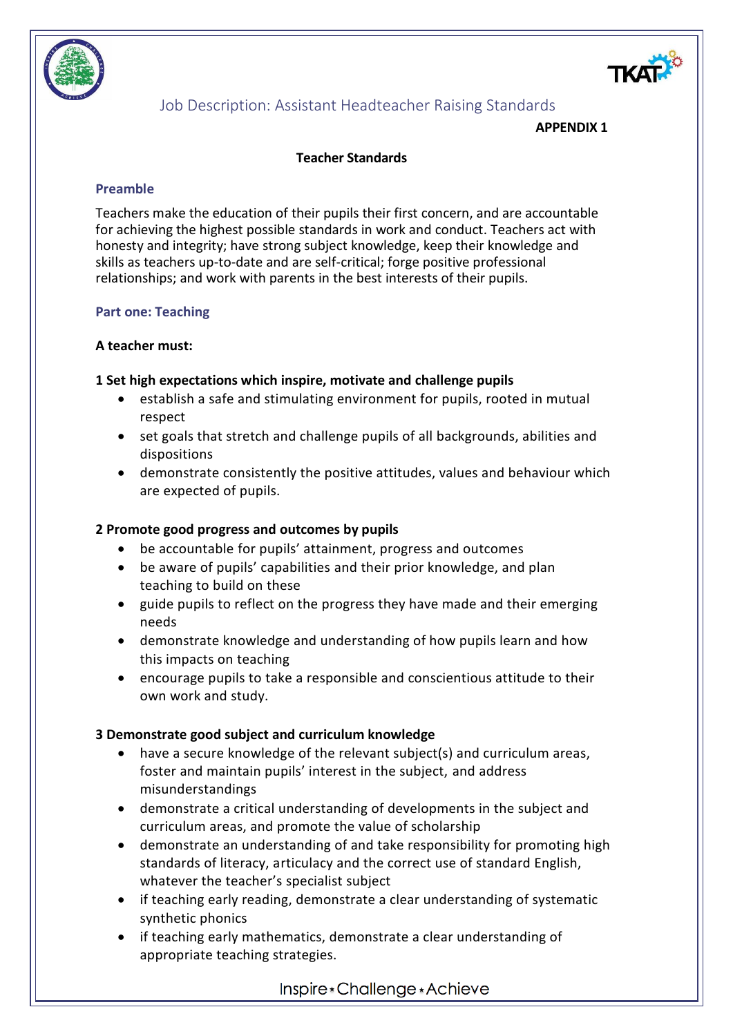## Job Description: Assistant Headteacher Raising Standards

**APPENDIX 1**

**Teacher Standards**

### Preamble

Teachers make the education of their pupils their first concern, and are accountable for achieving the highest possible standards in work and conduct. Teachers act with honesty and integrity; have strong subject knowledge, keep their knowledge and skills as teachers up-to-date and are self-critical; forge positive professional relationships; and work with parents in the best interests of their pupils.

### Part one: Teaching

**A teacher must:**

**1 Set high expectations which inspire, motivate and challenge pupils**

- establish a safe and stimulating environment for pupils, rooted in mutual respect
- set goals that stretch and challenge pupils of all backgrounds, abilities and dispositions
- demonstrate consistently the positive attitudes, values and behaviour which are expected of pupils.

**2 Promote good progress and outcomes by pupils**

- be accountable for pupils' attainment, progress and outcomes
- be aware of pupils' capabilities and their prior knowledge, and plan teaching to build on these
- guide pupils to reflect on the progress they have made and their emerging needs
- demonstrate knowledge and understanding of how pupils learn and how this impacts on teaching
- encourage pupils to take a responsible and conscientious attitude to their own work and study.

**3 Demonstrate good subject and curriculum knowledge**

- have a secure knowledge of the relevant subject(s) and curriculum areas, foster and maintain pupils' interest in the subject, and address misunderstandings
- demonstrate a critical understanding of developments in the subject and curriculum areas, and promote the value of scholarship
- demonstrate an understanding of and take responsibility for promoting high standards of literacy, articulacy and the correct use of standard English, whatever the teacher's specialist subject
- if teaching early reading, demonstrate a clear understanding of systematic synthetic phonics
- if teaching early mathematics, demonstrate a clear understanding of appropriate teaching strategies.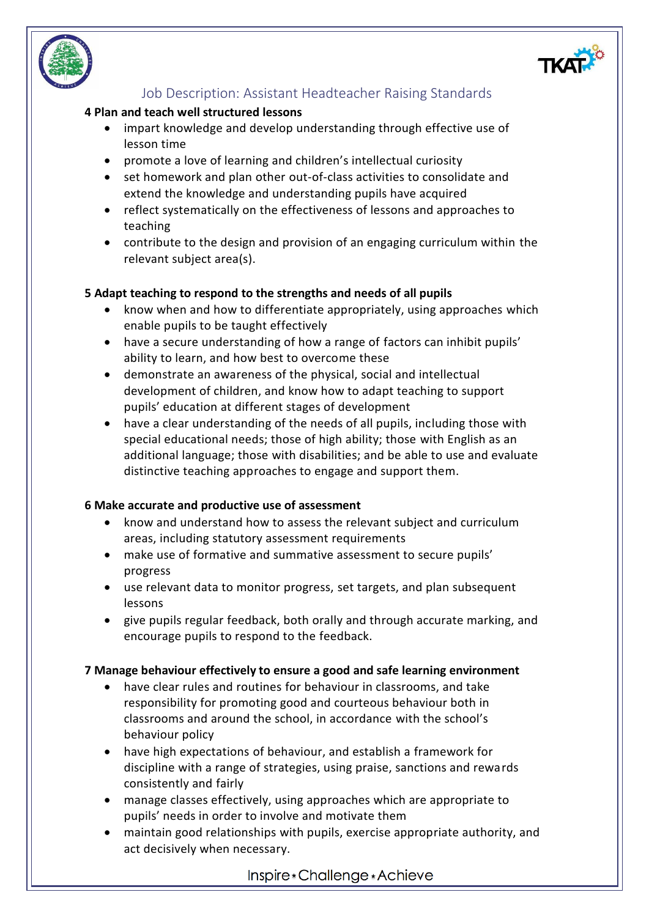### 4 Plan and teach well structured lessons

- impart knowledge and develop understanding through effective use of lesson time
- promote a love of learning and children's intellectual curiosity
- set homework and plan other out-of-class activities to consolidate and extend the knowledge and understanding pupils have acquired
- reflect systematically on the effectiveness of lessons and approaches to teaching
- contribute to the design and provision of an engaging curriculum within the relevant subject area(s).

### 5 Adapt teaching to respond to the strengths and needs of all pupils

- know when and how to differentiate appropriately, using approaches which enable pupils to be taught effectively
- have a secure understanding of how a range of factors can inhibit pupils' ability to learn, and how best to overcome these
- demonstrate an awareness of the physical, social and intellectual development of children, and know how to adapt teaching to support pupils' education at different stages of development
- have a clear understanding of the needs of all pupils, including those with special educational needs; those of high ability; those with English as an additional language; those with disabilities; and be able to use and evaluate distinctive teaching approaches to engage and support them.

### 6 Make accurate and productive use of assessment

- know and understand how to assess the relevant subject and curriculum areas, including statutory assessment requirements
- make use of formative and summative assessment to secure pupils' progress
- use relevant data to monitor progress, set targets, and plan subsequent lessons
- give pupils regular feedback, both orally and through accurate marking, and encourage pupils to respond to the feedback.

### 7 Manage behaviour effectively to ensure a good and safe learning environment

- have clear rules and routines for behaviour in classrooms, and take responsibility for promoting good and courteous behaviour both in classrooms and around the school, in accordance with the school's behaviour policy
- have high expectations of behaviour, and establish a framework for discipline with a range of strategies, using praise, sanctions and rewards consistently and fairly
- manage classes effectively, using approaches which are appropriate to pupils' needs in order to involve and motivate them
- maintain good relationships with pupils, exercise appropriate authority, and act decisively when necessary.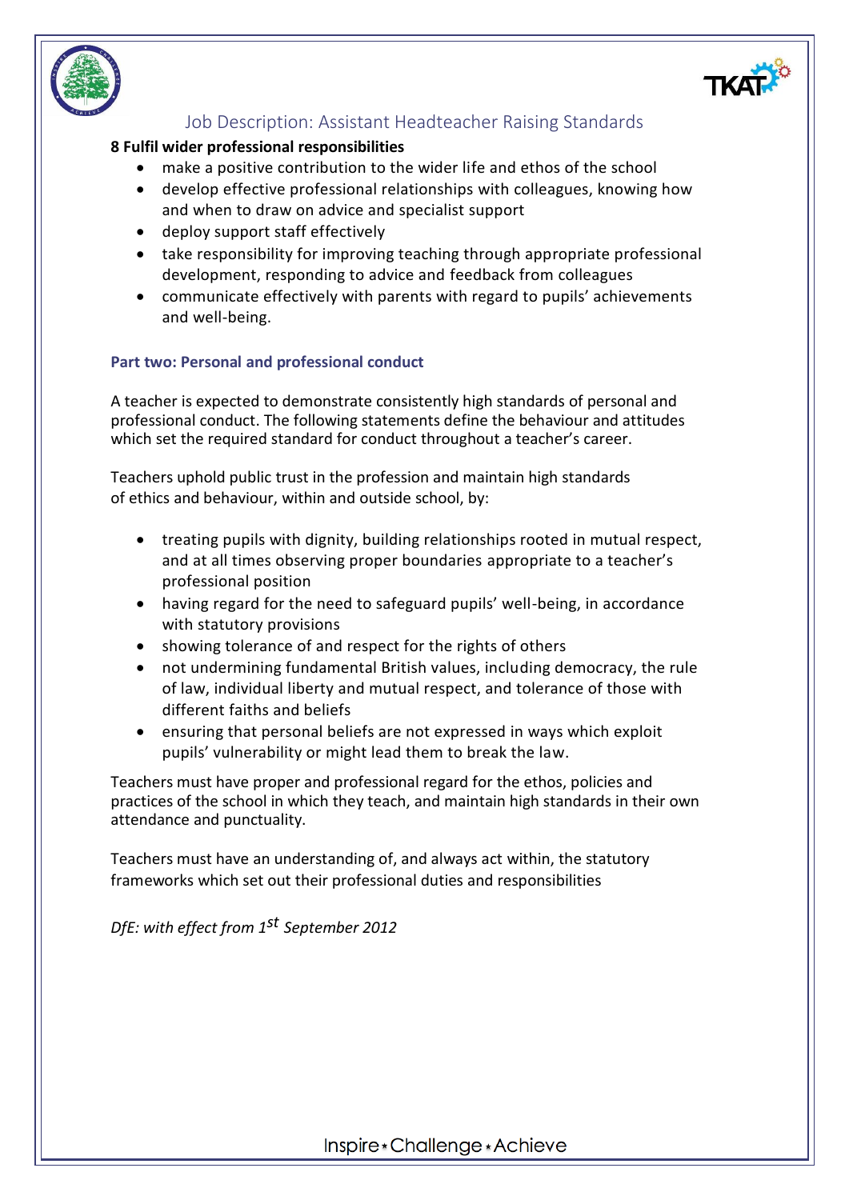**8 Fulfil wider professional responsibilities**

- make a positive contribution to the wider life and ethos of the school
- develop effective professional relationships with colleagues, knowing how and when to draw on advice and specialist support
- deploy support staff effectively
- take responsibility for improving teaching through appropriate professional development, responding to advice and feedback from colleagues
- communicate effectively with parents with regard to pupils' achievements and well-being.

## Part two: Personal and professional conduct

A teacher is expected to demonstrate consistently high standards of personal and professional conduct. The following statements define the behaviour and attitudes which set the required standard for conduct throughout a teacher's career.

Teachers uphold public trust in the profession and maintain high standards of ethics and behaviour, within and outside school, by:

- treating pupils with dignity, building relationships rooted in mutual respect, and at all times observing proper boundaries appropriate to a teacher's professional position
- having regard for the need to safeguard pupils' well-being, in accordance with statutory provisions
- showing tolerance of and respect for the rights of others
- not undermining fundamental British values, including democracy, the rule of law, individual liberty and mutual respect, and tolerance of those with different faiths and beliefs
- ensuring that personal beliefs are not expressed in ways which exploit pupils' vulnerability or might lead them to break the law.

Teachers must have proper and professional regard for the ethos, policies and practices of the school in which they teach, and maintain high standards in their own attendance and punctuality.

Teachers must have an understanding of, and always act within, the statutory frameworks which set out their professional duties and responsibilities

*DfE: with effect from 1st September 2012*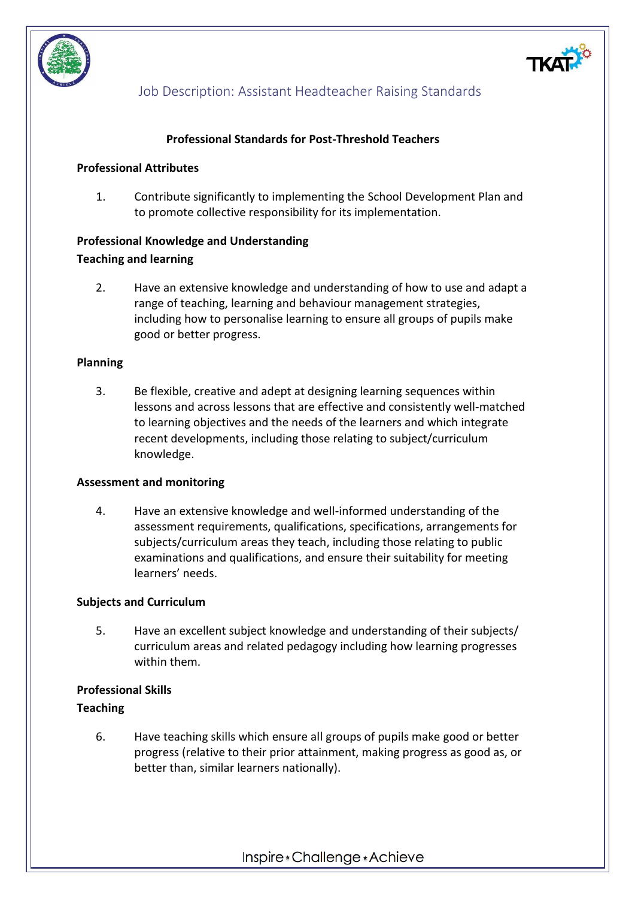Job Description: Assistant Headteacher Raising Standards

### Professional Standards for Post-Threshold Teachers

**Professional Attributes**

1. Contribute significantly to implementing the School Development Plan and to promote collective responsibility for its implementation.

**Professional Knowledge and Understanding**

**Teaching and learning**

2. Have an extensive knowledge and understanding of how to use and adapt a range of teaching, learning and behaviour management strategies, including how to personalise learning to ensure all groups of pupils make good or better progress.

**Planning**

3. Be flexible, creative and adept at designing learning sequences within lessons and across lessons that are effective and consistently well-matched to learning objectives and the needs of the learners and which integrate recent developments, including those relating to subject/curriculum knowledge.

**Assessment and monitoring**

4. Have an extensive knowledge and well-informed understanding of the assessment requirements, qualifications, specifications, arrangements for subjects/curriculum areas they teach, including those relating to public examinations and qualifications, and ensure their suitability for meeting learners' needs.

**Subjects and Curriculum**

5. Have an excellent subject knowledge and understanding of their subjects/ curriculum areas and related pedagogy including how learning progresses within them.

**Professional Skills**

**Teaching**

6. Have teaching skills which ensure all groups of pupils make good or better progress (relative to their prior attainment, making progress as good as, or better than, similar learners nationally).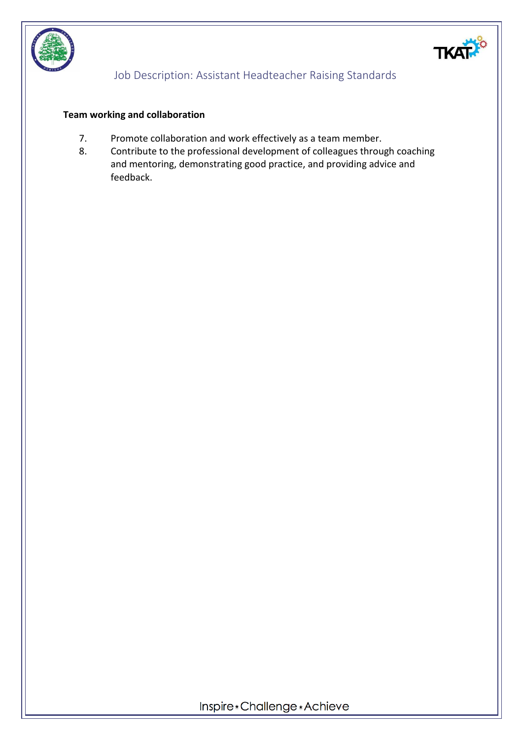**Team working and collaboration**

7. Promote collaboration and work effectively as a team member.
8. Contribute to the professional development of colleagues through coaching and mentoring, demonstrating good practice, and providing advice and feedback.